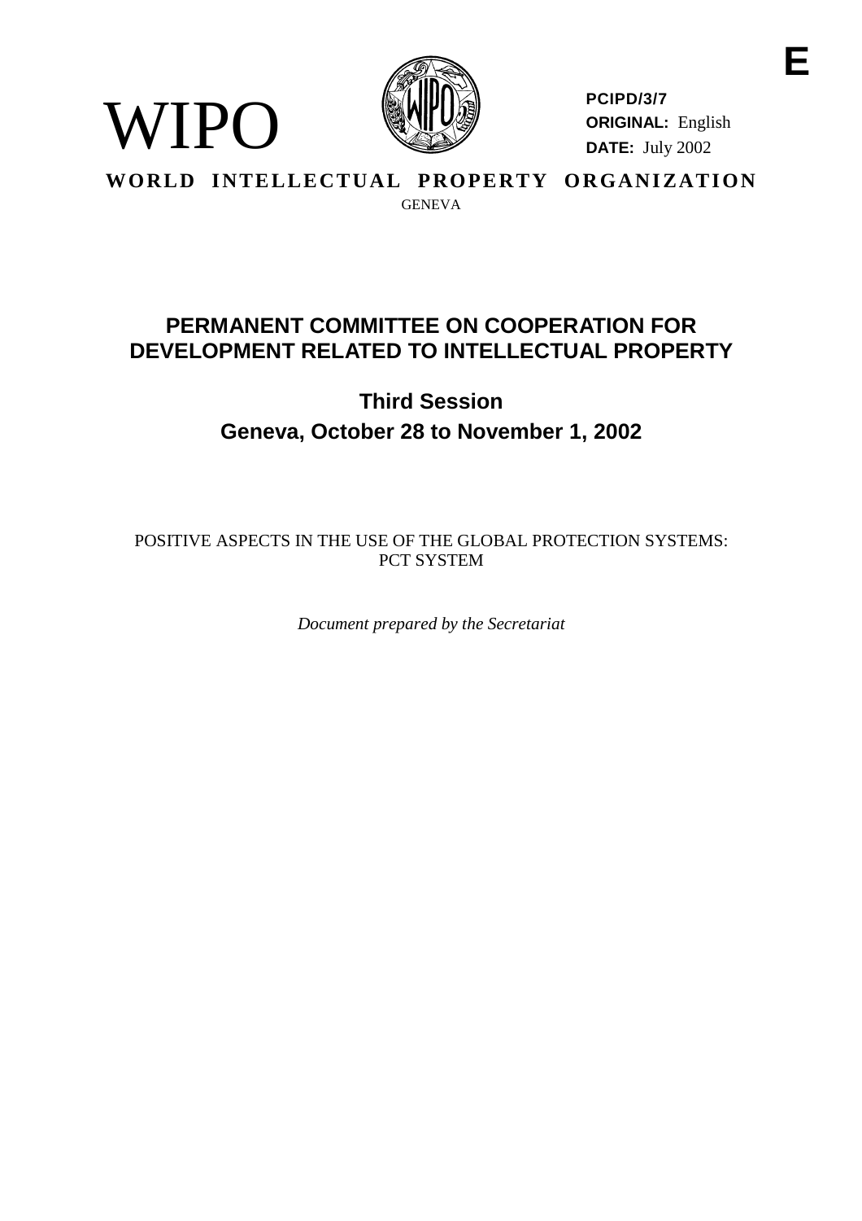E

WIPO

**PCIPD/3/7**
**ORIGINAL:** English
**DATE:** July 2002

**WORLD INTELLECTUAL PROPERTY ORGANIZATION**
GENEVA

# PERMANENT COMMITTEE ON COOPERATION FOR DEVELOPMENT RELATED TO INTELLECTUAL PROPERTY

## Third Session
## Geneva, October 28 to November 1, 2002

POSITIVE ASPECTS IN THE USE OF THE GLOBAL PROTECTION SYSTEMS: PCT SYSTEM

*Document prepared by the Secretariat*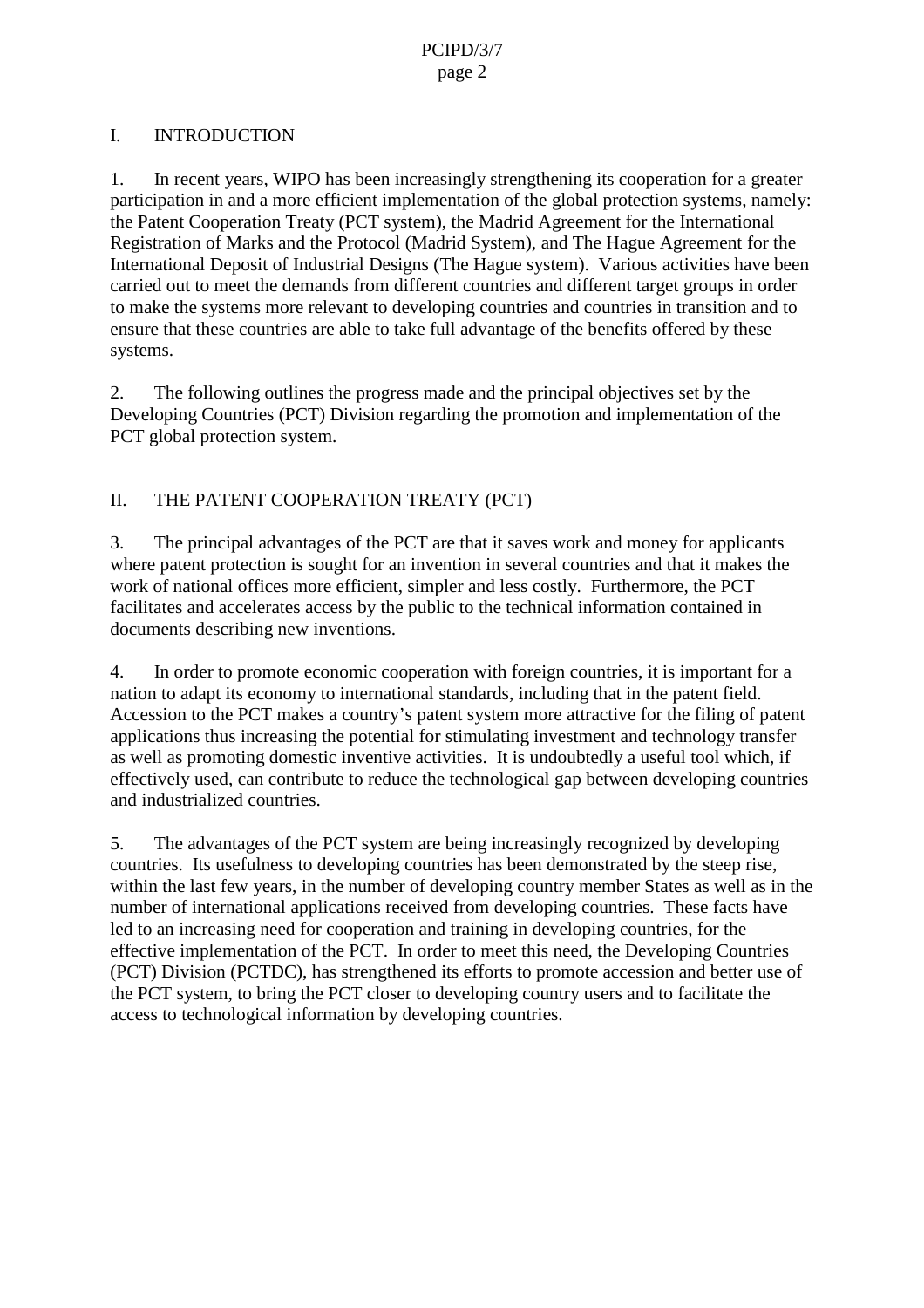## I. INTRODUCTION

1. In recent years, WIPO has been increasingly strengthening its cooperation for a greater participation in and a more efficient implementation of the global protection systems, namely: the Patent Cooperation Treaty (PCT system), the Madrid Agreement for the International Registration of Marks and the Protocol (Madrid System), and The Hague Agreement for the International Deposit of Industrial Designs (The Hague system). Various activities have been carried out to meet the demands from different countries and different target groups in order to make the systems more relevant to developing countries and countries in transition and to ensure that these countries are able to take full advantage of the benefits offered by these systems.

2. The following outlines the progress made and the principal objectives set by the Developing Countries (PCT) Division regarding the promotion and implementation of the PCT global protection system.

## II. THE PATENT COOPERATION TREATY (PCT)

3. The principal advantages of the PCT are that it saves work and money for applicants where patent protection is sought for an invention in several countries and that it makes the work of national offices more efficient, simpler and less costly. Furthermore, the PCT facilitates and accelerates access by the public to the technical information contained in documents describing new inventions.

4. In order to promote economic cooperation with foreign countries, it is important for a nation to adapt its economy to international standards, including that in the patent field. Accession to the PCT makes a country's patent system more attractive for the filing of patent applications thus increasing the potential for stimulating investment and technology transfer as well as promoting domestic inventive activities. It is undoubtedly a useful tool which, if effectively used, can contribute to reduce the technological gap between developing countries and industrialized countries.

5. The advantages of the PCT system are being increasingly recognized by developing countries. Its usefulness to developing countries has been demonstrated by the steep rise, within the last few years, in the number of developing country member States as well as in the number of international applications received from developing countries. These facts have led to an increasing need for cooperation and training in developing countries, for the effective implementation of the PCT. In order to meet this need, the Developing Countries (PCT) Division (PCTDC), has strengthened its efforts to promote accession and better use of the PCT system, to bring the PCT closer to developing country users and to facilitate the access to technological information by developing countries.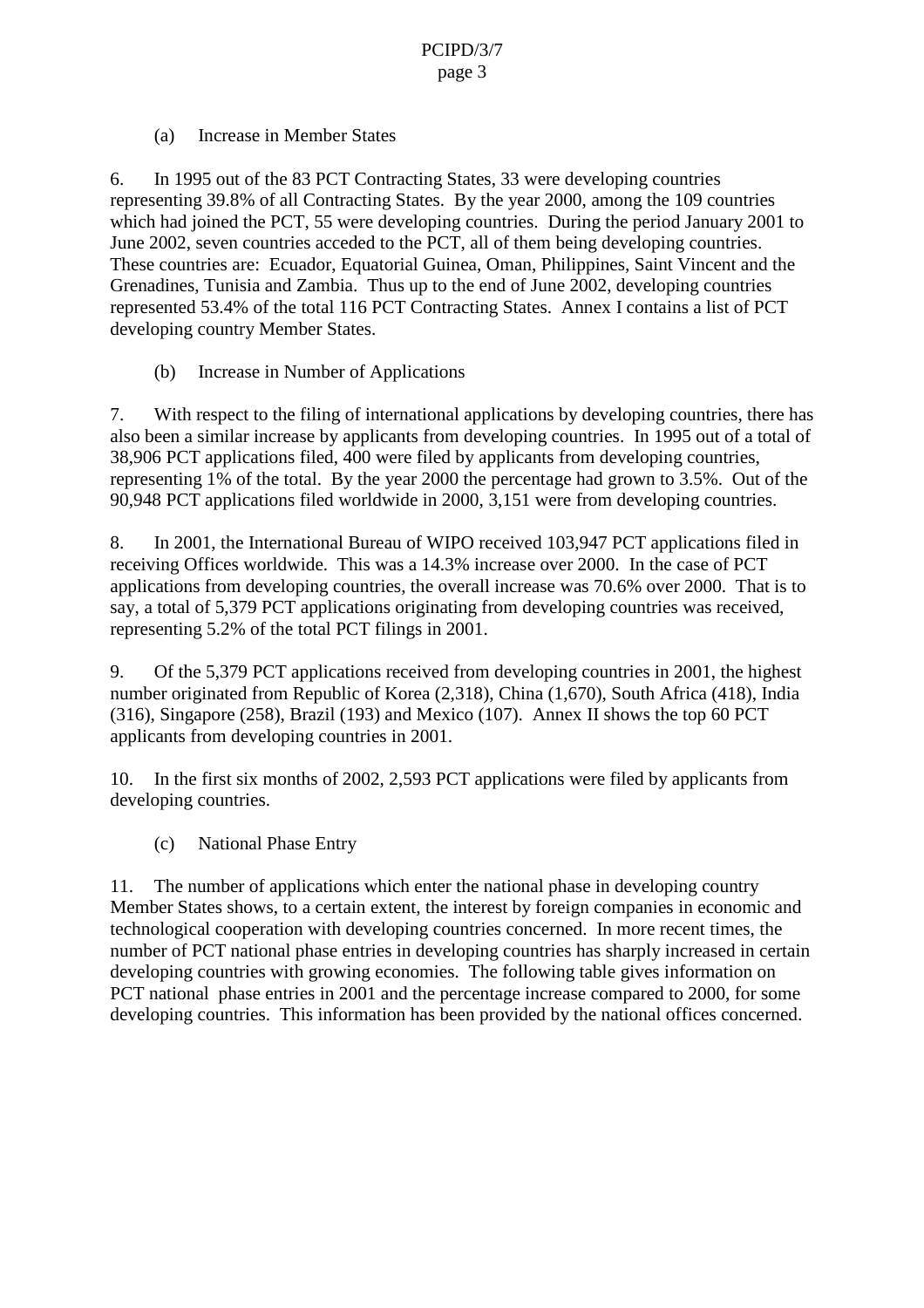(a) Increase in Member States

6. In 1995 out of the 83 PCT Contracting States, 33 were developing countries representing 39.8% of all Contracting States. By the year 2000, among the 109 countries which had joined the PCT, 55 were developing countries. During the period January 2001 to June 2002, seven countries acceded to the PCT, all of them being developing countries. These countries are: Ecuador, Equatorial Guinea, Oman, Philippines, Saint Vincent and the Grenadines, Tunisia and Zambia. Thus up to the end of June 2002, developing countries represented 53.4% of the total 116 PCT Contracting States. Annex I contains a list of PCT developing country Member States.

(b) Increase in Number of Applications

7. With respect to the filing of international applications by developing countries, there has also been a similar increase by applicants from developing countries. In 1995 out of a total of 38,906 PCT applications filed, 400 were filed by applicants from developing countries, representing 1% of the total. By the year 2000 the percentage had grown to 3.5%. Out of the 90,948 PCT applications filed worldwide in 2000, 3,151 were from developing countries.

8. In 2001, the International Bureau of WIPO received 103,947 PCT applications filed in receiving Offices worldwide. This was a 14.3% increase over 2000. In the case of PCT applications from developing countries, the overall increase was 70.6% over 2000. That is to say, a total of 5,379 PCT applications originating from developing countries was received, representing 5.2% of the total PCT filings in 2001.

9. Of the 5,379 PCT applications received from developing countries in 2001, the highest number originated from Republic of Korea (2,318), China (1,670), South Africa (418), India (316), Singapore (258), Brazil (193) and Mexico (107). Annex II shows the top 60 PCT applicants from developing countries in 2001.

10. In the first six months of 2002, 2,593 PCT applications were filed by applicants from developing countries.

(c) National Phase Entry

11. The number of applications which enter the national phase in developing country Member States shows, to a certain extent, the interest by foreign companies in economic and technological cooperation with developing countries concerned. In more recent times, the number of PCT national phase entries in developing countries has sharply increased in certain developing countries with growing economies. The following table gives information on PCT national phase entries in 2001 and the percentage increase compared to 2000, for some developing countries. This information has been provided by the national offices concerned.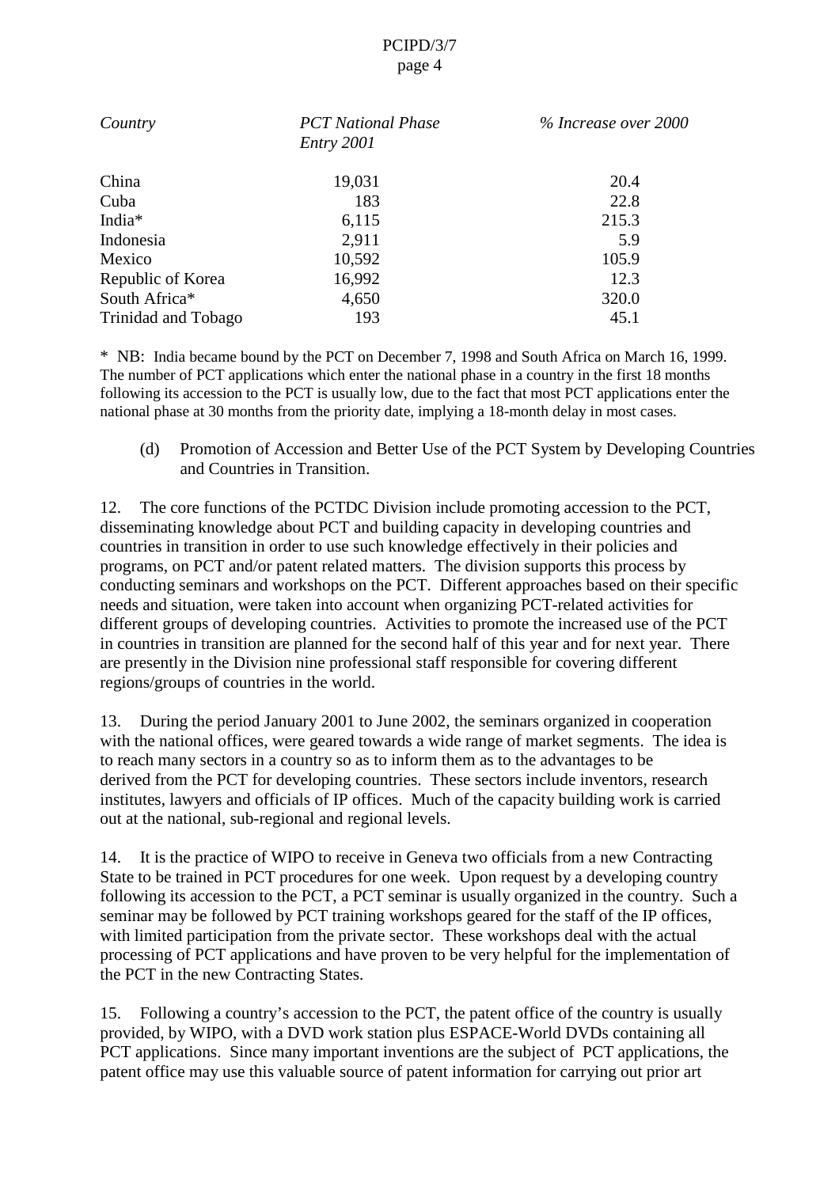| *Country* | *PCT National Phase Entry 2001* | *% Increase over 2000* |
|---|---|---|
| China | 19,031 | 20.4 |
| Cuba | 183 | 22.8 |
| India* | 6,115 | 215.3 |
| Indonesia | 2,911 | 5.9 |
| Mexico | 10,592 | 105.9 |
| Republic of Korea | 16,992 | 12.3 |
| South Africa* | 4,650 | 320.0 |
| Trinidad and Tobago | 193 | 45.1 |

\* NB: India became bound by the PCT on December 7, 1998 and South Africa on March 16, 1999. The number of PCT applications which enter the national phase in a country in the first 18 months following its accession to the PCT is usually low, due to the fact that most PCT applications enter the national phase at 30 months from the priority date, implying a 18-month delay in most cases.

(d) Promotion of Accession and Better Use of the PCT System by Developing Countries and Countries in Transition.

12. The core functions of the PCTDC Division include promoting accession to the PCT, disseminating knowledge about PCT and building capacity in developing countries and countries in transition in order to use such knowledge effectively in their policies and programs, on PCT and/or patent related matters. The division supports this process by conducting seminars and workshops on the PCT. Different approaches based on their specific needs and situation, were taken into account when organizing PCT-related activities for different groups of developing countries. Activities to promote the increased use of the PCT in countries in transition are planned for the second half of this year and for next year. There are presently in the Division nine professional staff responsible for covering different regions/groups of countries in the world.

13. During the period January 2001 to June 2002, the seminars organized in cooperation with the national offices, were geared towards a wide range of market segments. The idea is to reach many sectors in a country so as to inform them as to the advantages to be derived from the PCT for developing countries. These sectors include inventors, research institutes, lawyers and officials of IP offices. Much of the capacity building work is carried out at the national, sub-regional and regional levels.

14. It is the practice of WIPO to receive in Geneva two officials from a new Contracting State to be trained in PCT procedures for one week. Upon request by a developing country following its accession to the PCT, a PCT seminar is usually organized in the country. Such a seminar may be followed by PCT training workshops geared for the staff of the IP offices, with limited participation from the private sector. These workshops deal with the actual processing of PCT applications and have proven to be very helpful for the implementation of the PCT in the new Contracting States.

15. Following a country's accession to the PCT, the patent office of the country is usually provided, by WIPO, with a DVD work station plus ESPACE-World DVDs containing all PCT applications. Since many important inventions are the subject of PCT applications, the patent office may use this valuable source of patent information for carrying out prior art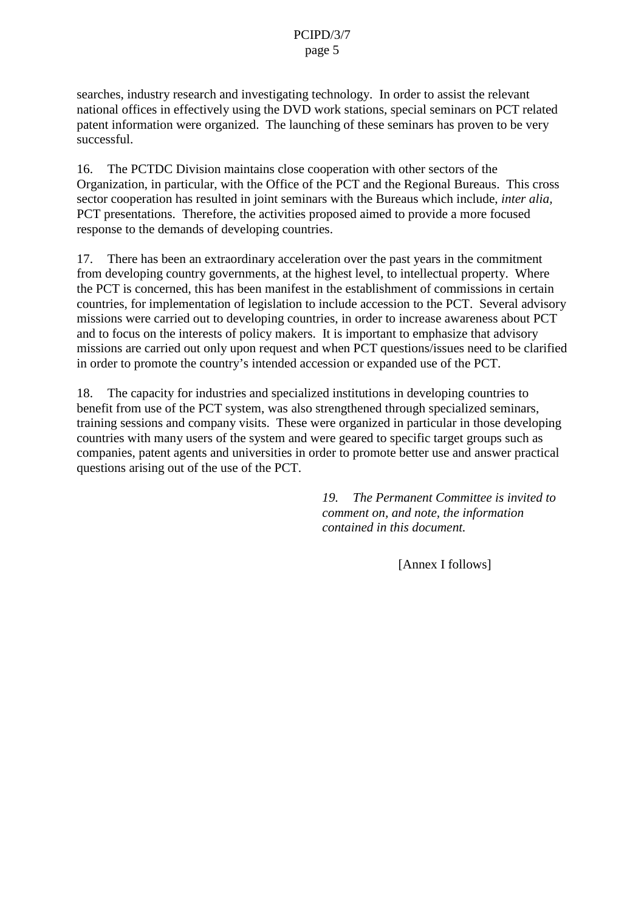searches, industry research and investigating technology. In order to assist the relevant national offices in effectively using the DVD work stations, special seminars on PCT related patent information were organized. The launching of these seminars has proven to be very successful.

16. The PCTDC Division maintains close cooperation with other sectors of the Organization, in particular, with the Office of the PCT and the Regional Bureaus. This cross sector cooperation has resulted in joint seminars with the Bureaus which include, *inter alia*, PCT presentations. Therefore, the activities proposed aimed to provide a more focused response to the demands of developing countries.

17. There has been an extraordinary acceleration over the past years in the commitment from developing country governments, at the highest level, to intellectual property. Where the PCT is concerned, this has been manifest in the establishment of commissions in certain countries, for implementation of legislation to include accession to the PCT. Several advisory missions were carried out to developing countries, in order to increase awareness about PCT and to focus on the interests of policy makers. It is important to emphasize that advisory missions are carried out only upon request and when PCT questions/issues need to be clarified in order to promote the country's intended accession or expanded use of the PCT.

18. The capacity for industries and specialized institutions in developing countries to benefit from use of the PCT system, was also strengthened through specialized seminars, training sessions and company visits. These were organized in particular in those developing countries with many users of the system and were geared to specific target groups such as companies, patent agents and universities in order to promote better use and answer practical questions arising out of the use of the PCT.

*19. The Permanent Committee is invited to comment on, and note, the information contained in this document.*

[Annex I follows]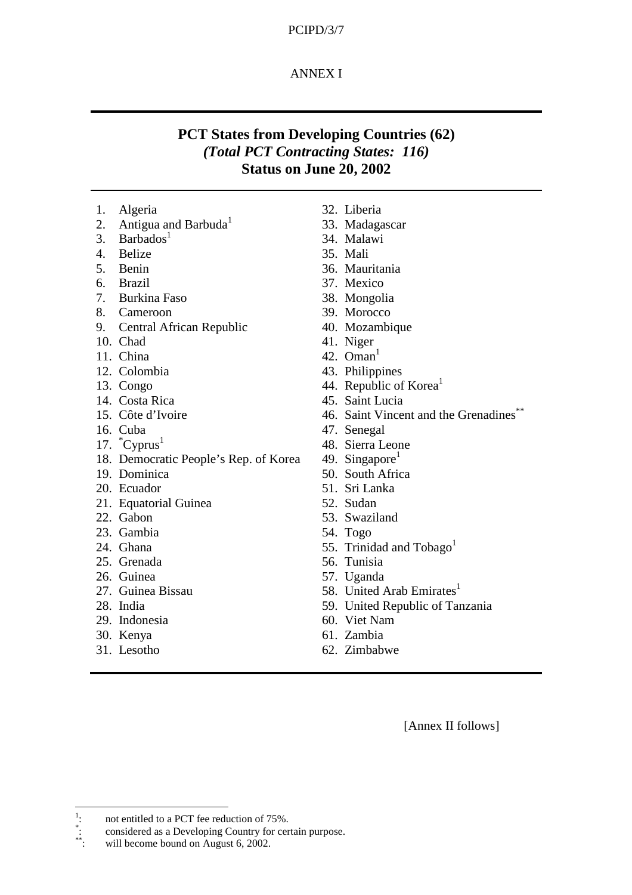ANNEX I

## PCT States from Developing Countries (62)

***(Total PCT Contracting States: 116)***

**Status on June 20, 2002**

1. Algeria
2. Antigua and Barbuda[1]
3. Barbados[1]
4. Belize
5. Benin
6. Brazil
7. Burkina Faso
8. Cameroon
9. Central African Republic
10. Chad
11. China
12. Colombia
13. Congo
14. Costa Rica
15. Côte d'Ivoire
16. Cuba
17. [*]Cyprus[1]
18. Democratic People's Rep. of Korea
19. Dominica
20. Ecuador
21. Equatorial Guinea
22. Gabon
23. Gambia
24. Ghana
25. Grenada
26. Guinea
27. Guinea Bissau
28. India
29. Indonesia
30. Kenya
31. Lesotho
32. Liberia
33. Madagascar
34. Malawi
35. Mali
36. Mauritania
37. Mexico
38. Mongolia
39. Morocco
40. Mozambique
41. Niger
42. Oman[1]
43. Philippines
44. Republic of Korea[1]
45. Saint Lucia
46. Saint Vincent and the Grenadines[**]
47. Senegal
48. Sierra Leone
49. Singapore[1]
50. South Africa
51. Sri Lanka
52. Sudan
53. Swaziland
54. Togo
55. Trinidad and Tobago[1]
56. Tunisia
57. Uganda
58. United Arab Emirates[1]
59. United Republic of Tanzania
60. Viet Nam
61. Zambia
62. Zimbabwe

[Annex II follows]

---

[1]: not entitled to a PCT fee reduction of 75%.

[*]: considered as a Developing Country for certain purpose.

[**]: will become bound on August 6, 2002.